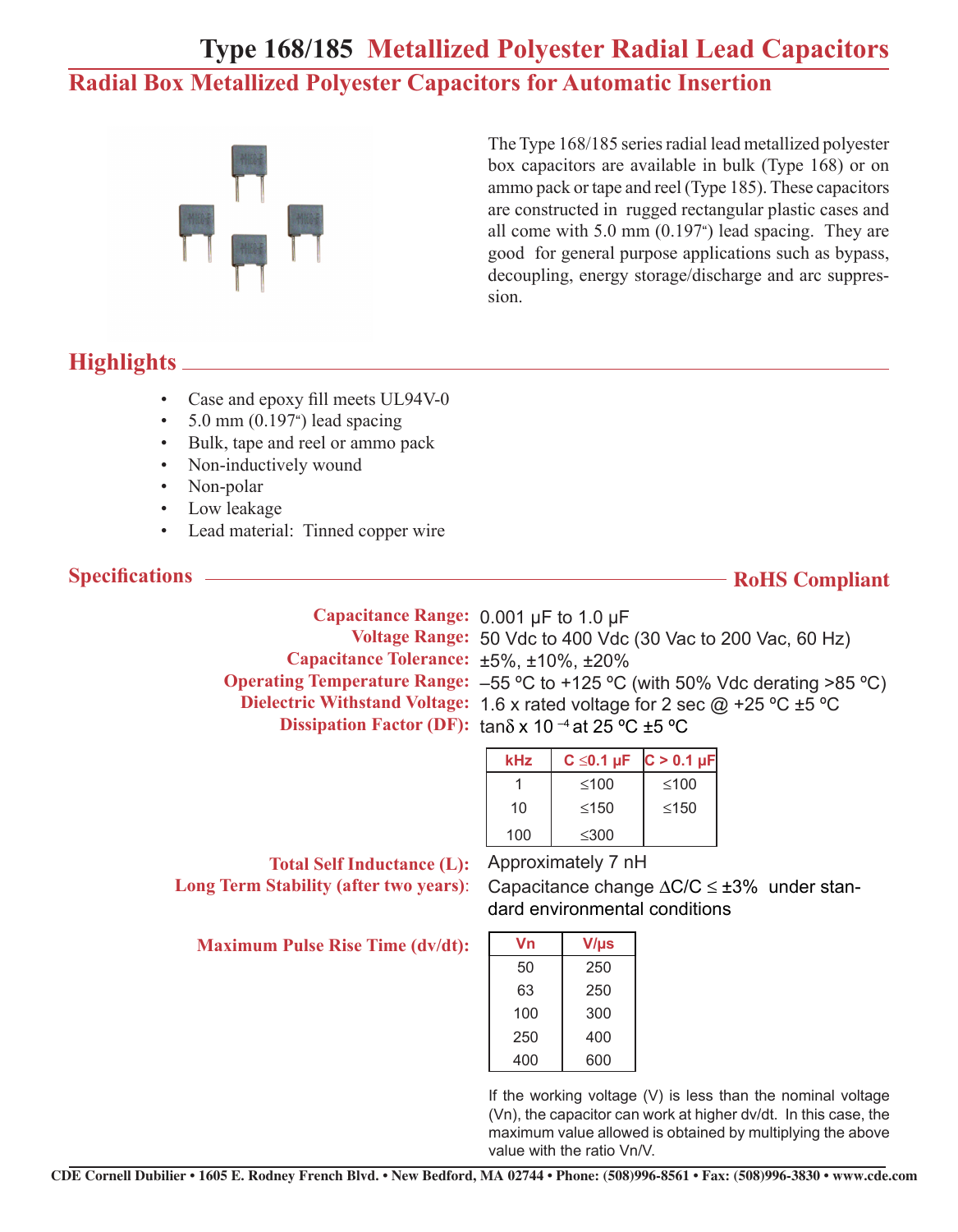# Type 168/185 Metallized Polyester Radial Lead Capacitors

## Radial Box Metallized Polyester Capacitors for Automatic Insertion

The Type 168/185 series radial lead metallized polyester box capacitors are available in bulk (Type 168) or on ammo pack or tape and reel (Type 185). These capacitors are constructed in rugged rectangular plastic cases and all come with 5.0 mm (0.197") lead spacing. They are good for general purpose applications such as bypass, decoupling, energy storage/discharge and arc suppression.

## Highlights

- Case and epoxy fill meets UL94V-0
- 5.0 mm (0.197") lead spacing
- Bulk, tape and reel or ammo pack
- Non-inductively wound
- Non-polar
- Low leakage
- Lead material: Tinned copper wire

## Specifications

**RoHS Compliant**

**Capacitance Range:** 0.001 µF to 1.0 µF

**Voltage Range:** 50 Vdc to 400 Vdc (30 Vac to 200 Vac, 60 Hz)

**Capacitance Tolerance:** ±5%, ±10%, ±20%

**Operating Temperature Range:** –55 ºC to +125 ºC (with 50% Vdc derating >85 ºC)

**Dielectric Withstand Voltage:** 1.6 x rated voltage for 2 sec @ +25 ºC ±5 ºC

**Dissipation Factor (DF):** $\tan\delta \times 10^{-4}$ at 25 ºC ±5 ºC

| kHz | C ≤0.1 µF | C > 0.1 µF |
|---|---|---|
| 1 | ≤100 | ≤100 |
| 10 | ≤150 | ≤150 |
| 100 | ≤300 | |

**Total Self Inductance (L):** Approximately 7 nH

**Long Term Stability (after two years):** Capacitance change ΔC/C ≤ ±3% under standard environmental conditions

**Maximum Pulse Rise Time (dv/dt):**

| Vn | V/µs |
|---|---|
| 50 | 250 |
| 63 | 250 |
| 100 | 300 |
| 250 | 400 |
| 400 | 600 |

If the working voltage (V) is less than the nominal voltage (Vn), the capacitor can work at higher dv/dt. In this case, the maximum value allowed is obtained by multiplying the above value with the ratio Vn/V.

CDE Cornell Dubilier • 1605 E. Rodney French Blvd. • New Bedford, MA 02744 • Phone: (508)996-8561 • Fax: (508)996-3830 • www.cde.com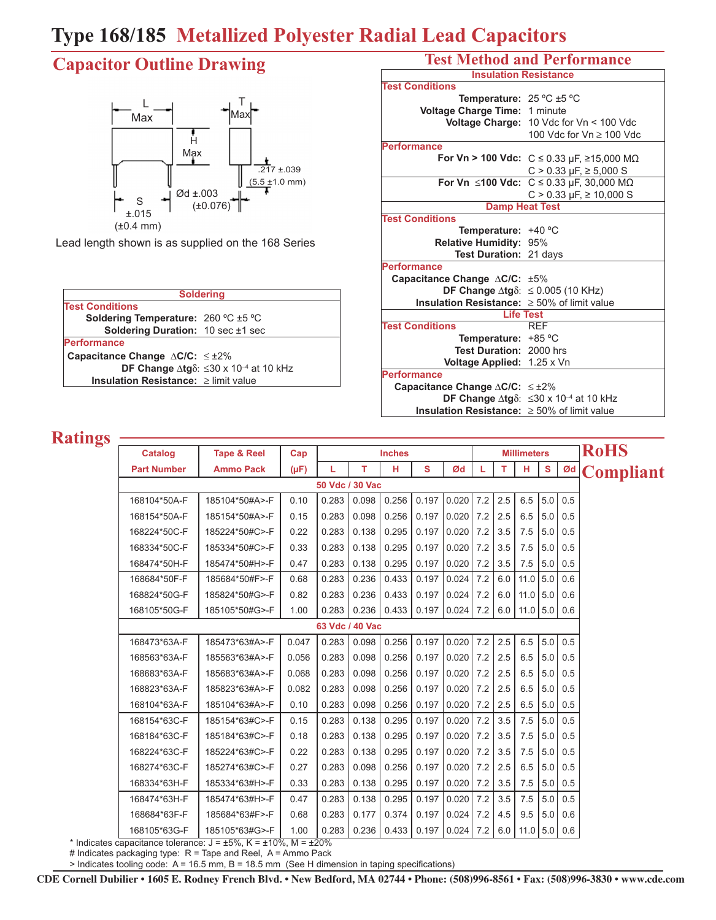# Type 168/185 Metallized Polyester Radial Lead Capacitors

## Capacitor Outline Drawing

L Max, T Max, H Max, .217 ±.039 (5.5 ±1.0 mm), S ±.015 (±0.4 mm), Ød ±.003 (±0.076)

Lead length shown is as supplied on the 168 Series

| Soldering | |
|---|---|
| **Test Conditions** | |
| Soldering Temperature: | 260 ºC ±5 ºC |
| Soldering Duration: | 10 sec ±1 sec |
| **Performance** | |
| Capacitance Change ΔC/C: | ≤ ±2% |
| DF Change Δtgδ: | ≤30 x $10^{-4}$ at 10 kHz |
| Insulation Resistance: | ≥ limit value |

## Test Method and Performance

| Insulation Resistance | |
|---|---|
| **Test Conditions** | |
| Temperature: | 25 ºC ±5 ºC |
| Voltage Charge Time: | 1 minute |
| Voltage Charge: | 10 Vdc for Vn < 100 Vdc<br>100 Vdc for Vn ≥ 100 Vdc |
| **Performance** | |
| For Vn > 100 Vdc: | C ≤ 0.33 µF, ≥15,000 MΩ<br>C > 0.33 µF, ≥ 5,000 S |
| For Vn ≤100 Vdc: | C ≤ 0.33 µF, 30,000 MΩ<br>C > 0.33 µF, ≥ 10,000 S |
| **Damp Heat Test** | |
| **Test Conditions** | |
| Temperature: | +40 ºC |
| Relative Humidity: | 95% |
| Test Duration: | 21 days |
| **Performance** | |
| Capacitance Change ΔC/C: | ±5% |
| DF Change Δtgδ: | ≤ 0.005 (10 KHz) |
| Insulation Resistance: | ≥ 50% of limit value |
| **Life Test** | |
| **Test Conditions** | REF |
| Temperature: | +85 ºC |
| Test Duration: | 2000 hrs |
| Voltage Applied: | 1.25 x Vn |
| **Performance** | |
| Capacitance Change ΔC/C: | ≤ ±2% |
| DF Change Δtgδ: | ≤30 x $10^{-4}$ at 10 kHz |
| Insulation Resistance: | ≥ 50% of limit value |

## Ratings

**RoHS Compliant**

| Catalog Part Number | Tape & Reel Ammo Pack | Cap (µF) | Inches L | Inches T | Inches H | Inches S | Inches Ød | mm L | mm T | mm H | mm S | mm Ød |
|---|---|---|---|---|---|---|---|---|---|---|---|---|
| **50 Vdc / 30 Vac** | | | | | | | | | | | | |
| 168104*50A-F | 185104*50#A>-F | 0.10 | 0.283 | 0.098 | 0.256 | 0.197 | 0.020 | 7.2 | 2.5 | 6.5 | 5.0 | 0.5 |
| 168154*50A-F | 185154*50#A>-F | 0.15 | 0.283 | 0.098 | 0.256 | 0.197 | 0.020 | 7.2 | 2.5 | 6.5 | 5.0 | 0.5 |
| 168224*50C-F | 185224*50#C>-F | 0.22 | 0.283 | 0.138 | 0.295 | 0.197 | 0.020 | 7.2 | 3.5 | 7.5 | 5.0 | 0.5 |
| 168334*50C-F | 185334*50#C>-F | 0.33 | 0.283 | 0.138 | 0.295 | 0.197 | 0.020 | 7.2 | 3.5 | 7.5 | 5.0 | 0.5 |
| 168474*50H-F | 185474*50#H>-F | 0.47 | 0.283 | 0.138 | 0.295 | 0.197 | 0.020 | 7.2 | 3.5 | 7.5 | 5.0 | 0.5 |
| 168684*50F-F | 185684*50#F>-F | 0.68 | 0.283 | 0.236 | 0.433 | 0.197 | 0.024 | 7.2 | 6.0 | 11.0 | 5.0 | 0.6 |
| 168824*50G-F | 185824*50#G>-F | 0.82 | 0.283 | 0.236 | 0.433 | 0.197 | 0.024 | 7.2 | 6.0 | 11.0 | 5.0 | 0.6 |
| 168105*50G-F | 185105*50#G>-F | 1.00 | 0.283 | 0.236 | 0.433 | 0.197 | 0.024 | 7.2 | 6.0 | 11.0 | 5.0 | 0.6 |
| **63 Vdc / 40 Vac** | | | | | | | | | | | | |
| 168473*63A-F | 185473*63#A>-F | 0.047 | 0.283 | 0.098 | 0.256 | 0.197 | 0.020 | 7.2 | 2.5 | 6.5 | 5.0 | 0.5 |
| 168563*63A-F | 185563*63#A>-F | 0.056 | 0.283 | 0.098 | 0.256 | 0.197 | 0.020 | 7.2 | 2.5 | 6.5 | 5.0 | 0.5 |
| 168683*63A-F | 185683*63#A>-F | 0.068 | 0.283 | 0.098 | 0.256 | 0.197 | 0.020 | 7.2 | 2.5 | 6.5 | 5.0 | 0.5 |
| 168823*63A-F | 185823*63#A>-F | 0.082 | 0.283 | 0.098 | 0.256 | 0.197 | 0.020 | 7.2 | 2.5 | 6.5 | 5.0 | 0.5 |
| 168104*63A-F | 185104*63#A>-F | 0.10 | 0.283 | 0.098 | 0.256 | 0.197 | 0.020 | 7.2 | 2.5 | 6.5 | 5.0 | 0.5 |
| 168154*63C-F | 185154*63#C>-F | 0.15 | 0.283 | 0.138 | 0.295 | 0.197 | 0.020 | 7.2 | 3.5 | 7.5 | 5.0 | 0.5 |
| 168184*63C-F | 185184*63#C>-F | 0.18 | 0.283 | 0.138 | 0.295 | 0.197 | 0.020 | 7.2 | 3.5 | 7.5 | 5.0 | 0.5 |
| 168224*63C-F | 185224*63#C>-F | 0.22 | 0.283 | 0.138 | 0.295 | 0.197 | 0.020 | 7.2 | 3.5 | 7.5 | 5.0 | 0.5 |
| 168274*63C-F | 185274*63#C>-F | 0.27 | 0.283 | 0.098 | 0.256 | 0.197 | 0.020 | 7.2 | 2.5 | 6.5 | 5.0 | 0.5 |
| 168334*63H-F | 185334*63#H>-F | 0.33 | 0.283 | 0.138 | 0.295 | 0.197 | 0.020 | 7.2 | 3.5 | 7.5 | 5.0 | 0.5 |
| 168474*63H-F | 185474*63#H>-F | 0.47 | 0.283 | 0.138 | 0.295 | 0.197 | 0.020 | 7.2 | 3.5 | 7.5 | 5.0 | 0.5 |
| 168684*63F-F | 185684*63#F>-F | 0.68 | 0.283 | 0.177 | 0.374 | 0.197 | 0.024 | 7.2 | 4.5 | 9.5 | 5.0 | 0.6 |
| 168105*63G-F | 185105*63#G>-F | 1.00 | 0.283 | 0.236 | 0.433 | 0.197 | 0.024 | 7.2 | 6.0 | 11.0 | 5.0 | 0.6 |

\* Indicates capacitance tolerance: J = ±5%, K = ±10%, M = ±20%
\# Indicates packaging type: R = Tape and Reel, A = Ammo Pack
\> Indicates tooling code: A = 16.5 mm, B = 18.5 mm (See H dimension in taping specifications)

CDE Cornell Dubilier • 1605 E. Rodney French Blvd. • New Bedford, MA 02744 • Phone: (508)996-8561 • Fax: (508)996-3830 • www.cde.com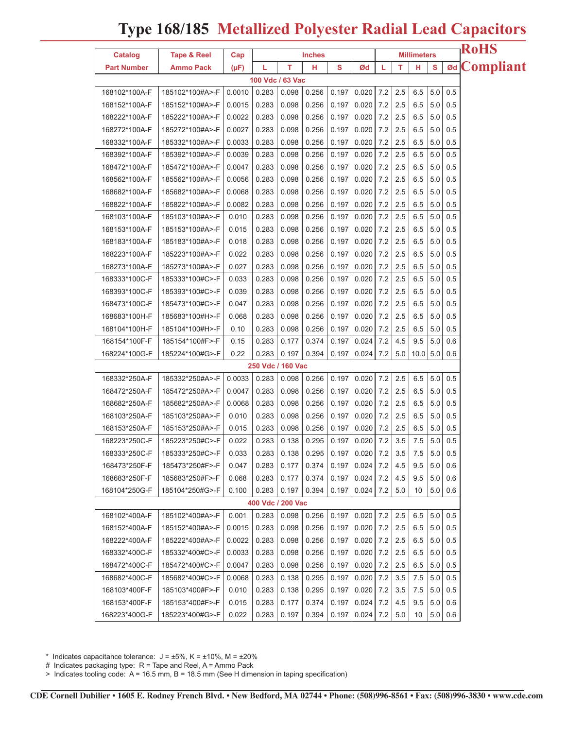# Type 168/185 Metallized Polyester Radial Lead Capacitors

**RoHS Compliant**

| Catalog Part Number | Tape & Reel Ammo Pack | Cap (µF) | Inches | | | | | Millimeters | | | | |
|---|---|---|---|---|---|---|---|---|---|---|---|---|
| | | | L | T | H | S | Ød | L | T | H | S | Ød |
| **100 Vdc / 63 Vac** | | | | | | | | | | | | |
| 168102*100A-F | 185102*100#A>-F | 0.0010 | 0.283 | 0.098 | 0.256 | 0.197 | 0.020 | 7.2 | 2.5 | 6.5 | 5.0 | 0.5 |
| 168152*100A-F | 185152*100#A>-F | 0.0015 | 0.283 | 0.098 | 0.256 | 0.197 | 0.020 | 7.2 | 2.5 | 6.5 | 5.0 | 0.5 |
| 168222*100A-F | 185222*100#A>-F | 0.0022 | 0.283 | 0.098 | 0.256 | 0.197 | 0.020 | 7.2 | 2.5 | 6.5 | 5.0 | 0.5 |
| 168272*100A-F | 185272*100#A>-F | 0.0027 | 0.283 | 0.098 | 0.256 | 0.197 | 0.020 | 7.2 | 2.5 | 6.5 | 5.0 | 0.5 |
| 168332*100A-F | 185332*100#A>-F | 0.0033 | 0.283 | 0.098 | 0.256 | 0.197 | 0.020 | 7.2 | 2.5 | 6.5 | 5.0 | 0.5 |
| 168392*100A-F | 185392*100#A>-F | 0.0039 | 0.283 | 0.098 | 0.256 | 0.197 | 0.020 | 7.2 | 2.5 | 6.5 | 5.0 | 0.5 |
| 168472*100A-F | 185472*100#A>-F | 0.0047 | 0.283 | 0.098 | 0.256 | 0.197 | 0.020 | 7.2 | 2.5 | 6.5 | 5.0 | 0.5 |
| 168562*100A-F | 185562*100#A>-F | 0.0056 | 0.283 | 0.098 | 0.256 | 0.197 | 0.020 | 7.2 | 2.5 | 6.5 | 5.0 | 0.5 |
| 168682*100A-F | 185682*100#A>-F | 0.0068 | 0.283 | 0.098 | 0.256 | 0.197 | 0.020 | 7.2 | 2.5 | 6.5 | 5.0 | 0.5 |
| 168822*100A-F | 185822*100#A>-F | 0.0082 | 0.283 | 0.098 | 0.256 | 0.197 | 0.020 | 7.2 | 2.5 | 6.5 | 5.0 | 0.5 |
| 168103*100A-F | 185103*100#A>-F | 0.010 | 0.283 | 0.098 | 0.256 | 0.197 | 0.020 | 7.2 | 2.5 | 6.5 | 5.0 | 0.5 |
| 168153*100A-F | 185153*100#A>-F | 0.015 | 0.283 | 0.098 | 0.256 | 0.197 | 0.020 | 7.2 | 2.5 | 6.5 | 5.0 | 0.5 |
| 168183*100A-F | 185183*100#A>-F | 0.018 | 0.283 | 0.098 | 0.256 | 0.197 | 0.020 | 7.2 | 2.5 | 6.5 | 5.0 | 0.5 |
| 168223*100A-F | 185223*100#A>-F | 0.022 | 0.283 | 0.098 | 0.256 | 0.197 | 0.020 | 7.2 | 2.5 | 6.5 | 5.0 | 0.5 |
| 168273*100A-F | 185273*100#A>-F | 0.027 | 0.283 | 0.098 | 0.256 | 0.197 | 0.020 | 7.2 | 2.5 | 6.5 | 5.0 | 0.5 |
| 168333*100C-F | 185333*100#C>-F | 0.033 | 0.283 | 0.098 | 0.256 | 0.197 | 0.020 | 7.2 | 2.5 | 6.5 | 5.0 | 0.5 |
| 168393*100C-F | 185393*100#C>-F | 0.039 | 0.283 | 0.098 | 0.256 | 0.197 | 0.020 | 7.2 | 2.5 | 6.5 | 5.0 | 0.5 |
| 168473*100C-F | 185473*100#C>-F | 0.047 | 0.283 | 0.098 | 0.256 | 0.197 | 0.020 | 7.2 | 2.5 | 6.5 | 5.0 | 0.5 |
| 168683*100H-F | 185683*100#H>-F | 0.068 | 0.283 | 0.098 | 0.256 | 0.197 | 0.020 | 7.2 | 2.5 | 6.5 | 5.0 | 0.5 |
| 168104*100H-F | 185104*100#H>-F | 0.10 | 0.283 | 0.098 | 0.256 | 0.197 | 0.020 | 7.2 | 2.5 | 6.5 | 5.0 | 0.5 |
| 168154*100F-F | 185154*100#F>-F | 0.15 | 0.283 | 0.177 | 0.374 | 0.197 | 0.024 | 7.2 | 4.5 | 9.5 | 5.0 | 0.6 |
| 168224*100G-F | 185224*100#G>-F | 0.22 | 0.283 | 0.197 | 0.394 | 0.197 | 0.024 | 7.2 | 5.0 | 10.0 | 5.0 | 0.6 |
| **250 Vdc / 160 Vac** | | | | | | | | | | | | |
| 168332*250A-F | 185332*250#A>-F | 0.0033 | 0.283 | 0.098 | 0.256 | 0.197 | 0.020 | 7.2 | 2.5 | 6.5 | 5.0 | 0.5 |
| 168472*250A-F | 185472*250#A>-F | 0.0047 | 0.283 | 0.098 | 0.256 | 0.197 | 0.020 | 7.2 | 2.5 | 6.5 | 5.0 | 0.5 |
| 168682*250A-F | 185682*250#A>-F | 0.0068 | 0.283 | 0.098 | 0.256 | 0.197 | 0.020 | 7.2 | 2.5 | 6.5 | 5.0 | 0.5 |
| 168103*250A-F | 185103*250#A>-F | 0.010 | 0.283 | 0.098 | 0.256 | 0.197 | 0.020 | 7.2 | 2.5 | 6.5 | 5.0 | 0.5 |
| 168153*250A-F | 185153*250#A>-F | 0.015 | 0.283 | 0.098 | 0.256 | 0.197 | 0.020 | 7.2 | 2.5 | 6.5 | 5.0 | 0.5 |
| 168223*250C-F | 185223*250#C>-F | 0.022 | 0.283 | 0.138 | 0.295 | 0.197 | 0.020 | 7.2 | 3.5 | 7.5 | 5.0 | 0.5 |
| 168333*250C-F | 185333*250#C>-F | 0.033 | 0.283 | 0.138 | 0.295 | 0.197 | 0.020 | 7.2 | 3.5 | 7.5 | 5.0 | 0.5 |
| 168473*250F-F | 185473*250#F>-F | 0.047 | 0.283 | 0.177 | 0.374 | 0.197 | 0.024 | 7.2 | 4.5 | 9.5 | 5.0 | 0.6 |
| 168683*250F-F | 185683*250#F>-F | 0.068 | 0.283 | 0.177 | 0.374 | 0.197 | 0.024 | 7.2 | 4.5 | 9.5 | 5.0 | 0.6 |
| 168104*250G-F | 185104*250#G>-F | 0.100 | 0.283 | 0.197 | 0.394 | 0.197 | 0.024 | 7.2 | 5.0 | 10 | 5.0 | 0.6 |
| **400 Vdc / 200 Vac** | | | | | | | | | | | | |
| 168102*400A-F | 185102*400#A>-F | 0.001 | 0.283 | 0.098 | 0.256 | 0.197 | 0.020 | 7.2 | 2.5 | 6.5 | 5.0 | 0.5 |
| 168152*400A-F | 185152*400#A>-F | 0.0015 | 0.283 | 0.098 | 0.256 | 0.197 | 0.020 | 7.2 | 2.5 | 6.5 | 5.0 | 0.5 |
| 168222*400A-F | 185222*400#A>-F | 0.0022 | 0.283 | 0.098 | 0.256 | 0.197 | 0.020 | 7.2 | 2.5 | 6.5 | 5.0 | 0.5 |
| 168332*400C-F | 185332*400#C>-F | 0.0033 | 0.283 | 0.098 | 0.256 | 0.197 | 0.020 | 7.2 | 2.5 | 6.5 | 5.0 | 0.5 |
| 168472*400C-F | 185472*400#C>-F | 0.0047 | 0.283 | 0.098 | 0.256 | 0.197 | 0.020 | 7.2 | 2.5 | 6.5 | 5.0 | 0.5 |
| 168682*400C-F | 185682*400#C>-F | 0.0068 | 0.283 | 0.138 | 0.295 | 0.197 | 0.020 | 7.2 | 3.5 | 7.5 | 5.0 | 0.5 |
| 168103*400F-F | 185103*400#F>-F | 0.010 | 0.283 | 0.138 | 0.295 | 0.197 | 0.020 | 7.2 | 3.5 | 7.5 | 5.0 | 0.5 |
| 168153*400F-F | 185153*400#F>-F | 0.015 | 0.283 | 0.177 | 0.374 | 0.197 | 0.024 | 7.2 | 4.5 | 9.5 | 5.0 | 0.6 |
| 168223*400G-F | 185223*400#G>-F | 0.022 | 0.283 | 0.197 | 0.394 | 0.197 | 0.024 | 7.2 | 5.0 | 10 | 5.0 | 0.6 |

\* Indicates capacitance tolerance: J = ±5%, K = ±10%, M = ±20%

\# Indicates packaging type: R = Tape and Reel, A = Ammo Pack

\> Indicates tooling code: A = 16.5 mm, B = 18.5 mm (See H dimension in taping specification)

CDE Cornell Dubilier • 1605 E. Rodney French Blvd. • New Bedford, MA 02744 • Phone: (508)996-8561 • Fax: (508)996-3830 • www.cde.com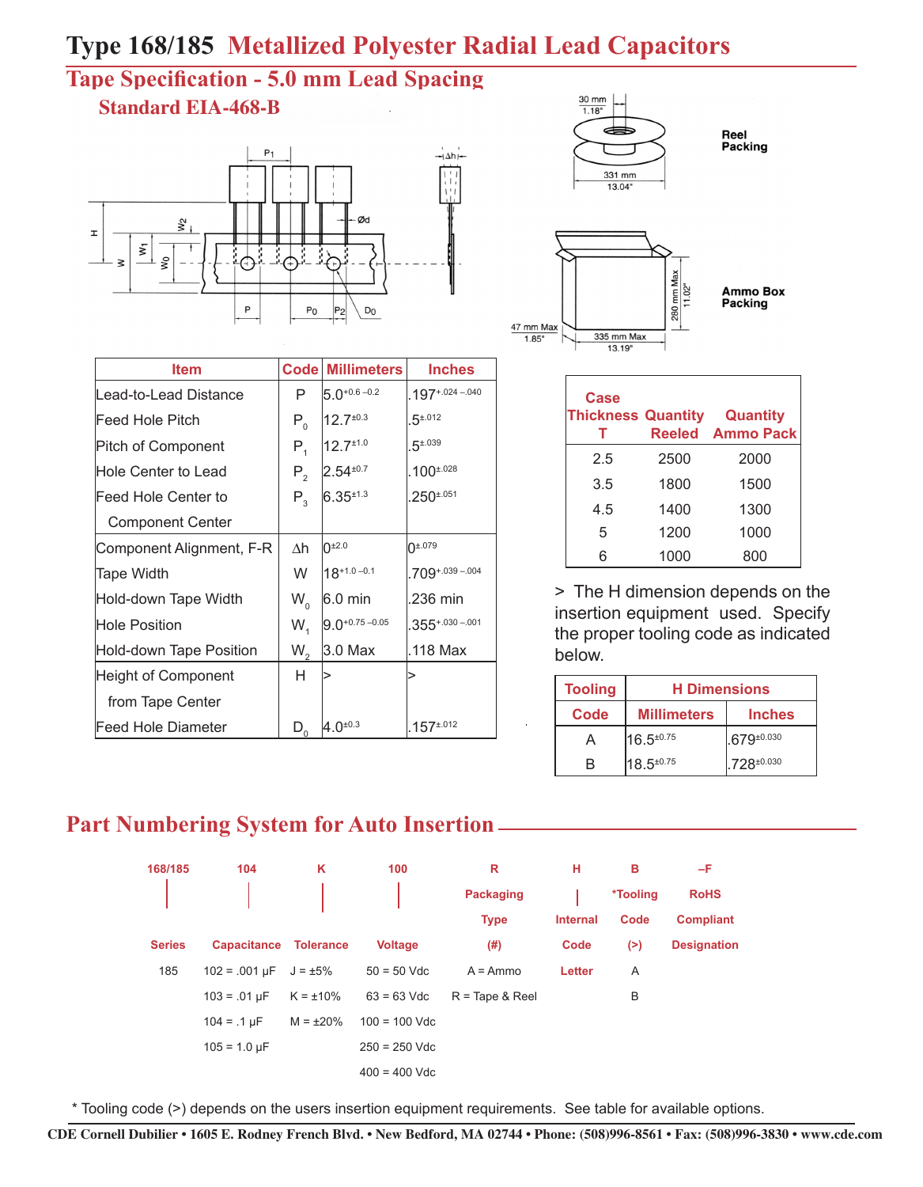# Type 168/185 Metallized Polyester Radial Lead Capacitors

## Tape Specification - 5.0 mm Lead Spacing

### Standard EIA-468-B

30 mm
1.18"

331 mm
13.04"

Reel Packing

47 mm Max
1.85"

335 mm Max
13.19"

280 mm Max
11.02"

Ammo Box Packing

| Item | Code | Millimeters | Inches |
|---|---|---|---|
| Lead-to-Lead Distance | P | $5.0^{+0.6\ -0.2}$ | $.197^{+.024\ -.040}$ |
| Feed Hole Pitch | $P_0$ | $12.7^{\pm0.3}$ | $.5^{\pm.012}$ |
| Pitch of Component | $P_1$ | $12.7^{\pm1.0}$ | $.5^{\pm.039}$ |
| Hole Center to Lead | $P_2$ | $2.54^{\pm0.7}$ | $.100^{\pm.028}$ |
| Feed Hole Center to Component Center | $P_3$ | $6.35^{\pm1.3}$ | $.250^{\pm.051}$ |
| Component Alignment, F-R | $\Delta h$ | $0^{\pm2.0}$ | $0^{\pm.079}$ |
| Tape Width | W | $18^{+1.0\ -0.1}$ | $.709^{+.039\ -.004}$ |
| Hold-down Tape Width | $W_0$ | 6.0 min | .236 min |
| Hole Position | $W_1$ | $9.0^{+0.75\ -0.05}$ | $.355^{+.030\ -.001}$ |
| Hold-down Tape Position | $W_2$ | 3.0 Max | .118 Max |
| Height of Component from Tape Center | H | > | > |
| Feed Hole Diameter | $D_0$ | $4.0^{\pm0.3}$ | $.157^{\pm.012}$ |

| Case Thickness T | Quantity Reeled | Quantity Ammo Pack |
|---|---|---|
| 2.5 | 2500 | 2000 |
| 3.5 | 1800 | 1500 |
| 4.5 | 1400 | 1300 |
| 5 | 1200 | 1000 |
| 6 | 1000 | 800 |

> The H dimension depends on the insertion equipment used. Specify the proper tooling code as indicated below.

| Tooling | H Dimensions | |
|---|---|---|
| Code | Millimeters | Inches |
| A | $16.5^{\pm0.75}$ | $.679^{\pm0.030}$ |
| B | $18.5^{\pm0.75}$ | $.728^{\pm0.030}$ |

## Part Numbering System for Auto Insertion

| 168/185 | 104 | K | 100 | R | H | B | –F |
|---|---|---|---|---|---|---|---|
| Series | Capacitance | Tolerance | Voltage | Packaging Type (#) | Internal Code Letter | *Tooling Code (>) | RoHS Compliant Designation |
| 185 | 102 = .001 µF | J = ±5% | 50 = 50 Vdc | A = Ammo | | A | |
| | 103 = .01 µF | K = ±10% | 63 = 63 Vdc | R = Tape & Reel | | B | |
| | 104 = .1 µF | M = ±20% | 100 = 100 Vdc | | | | |
| | 105 = 1.0 µF | | 250 = 250 Vdc | | | | |
| | | | 400 = 400 Vdc | | | | |

* Tooling code (>) depends on the users insertion equipment requirements. See table for available options.

CDE Cornell Dubilier • 1605 E. Rodney French Blvd. • New Bedford, MA 02744 • Phone: (508)996-8561 • Fax: (508)996-3830 • www.cde.com